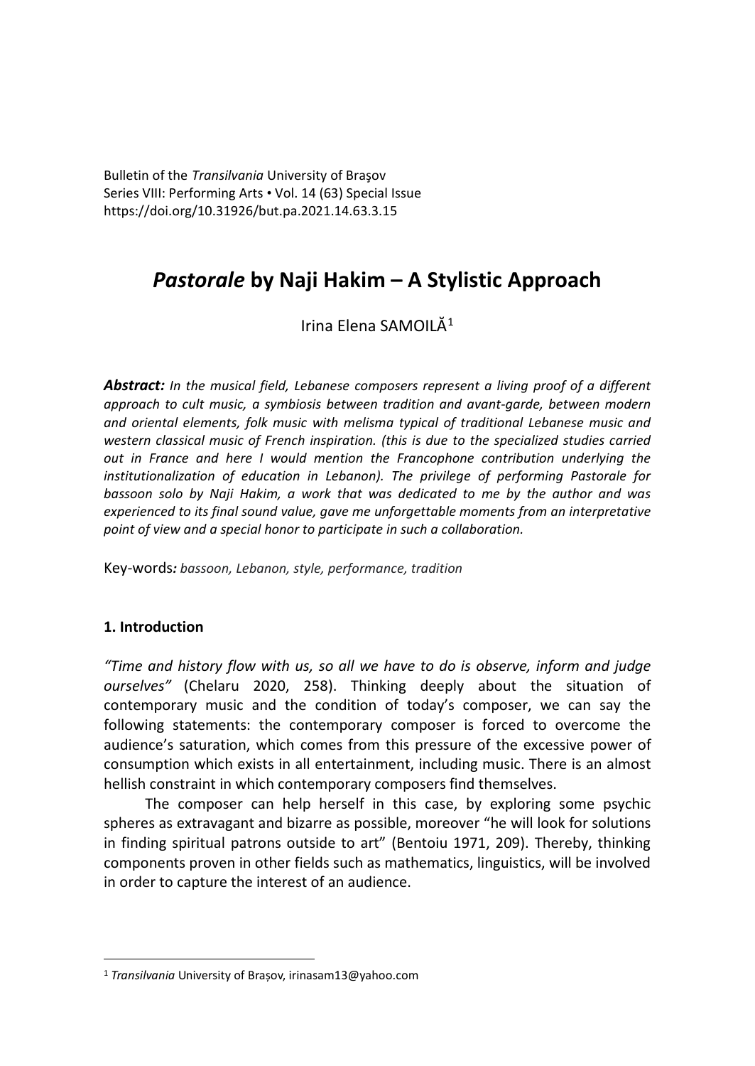Bulletin of the *Transilvania* University of Braşov
Series VIII: Performing Arts • Vol. 14 (63) Special Issue
https://doi.org/10.31926/but.pa.2021.14.63.3.15

# *Pastorale* by Naji Hakim – A Stylistic Approach

Irina Elena SAMOILĂ[1]

***Abstract:*** *In the musical field, Lebanese composers represent a living proof of a different approach to cult music, a symbiosis between tradition and avant-garde, between modern and oriental elements, folk music with melisma typical of traditional Lebanese music and western classical music of French inspiration. (this is due to the specialized studies carried out in France and here I would mention the Francophone contribution underlying the institutionalization of education in Lebanon). The privilege of performing Pastorale for bassoon solo by Naji Hakim, a work that was dedicated to me by the author and was experienced to its final sound value, gave me unforgettable moments from an interpretative point of view and a special honor to participate in such a collaboration.*

Key-words*: bassoon, Lebanon, style, performance, tradition*

## 1. Introduction

*"Time and history flow with us, so all we have to do is observe, inform and judge ourselves"* (Chelaru 2020, 258). Thinking deeply about the situation of contemporary music and the condition of today's composer, we can say the following statements: the contemporary composer is forced to overcome the audience's saturation, which comes from this pressure of the excessive power of consumption which exists in all entertainment, including music. There is an almost hellish constraint in which contemporary composers find themselves.

The composer can help herself in this case, by exploring some psychic spheres as extravagant and bizarre as possible, moreover "he will look for solutions in finding spiritual patrons outside to art" (Bentoiu 1971, 209). Thereby, thinking components proven in other fields such as mathematics, linguistics, will be involved in order to capture the interest of an audience.

---

[1] *Transilvania* University of Brașov, irinasam13@yahoo.com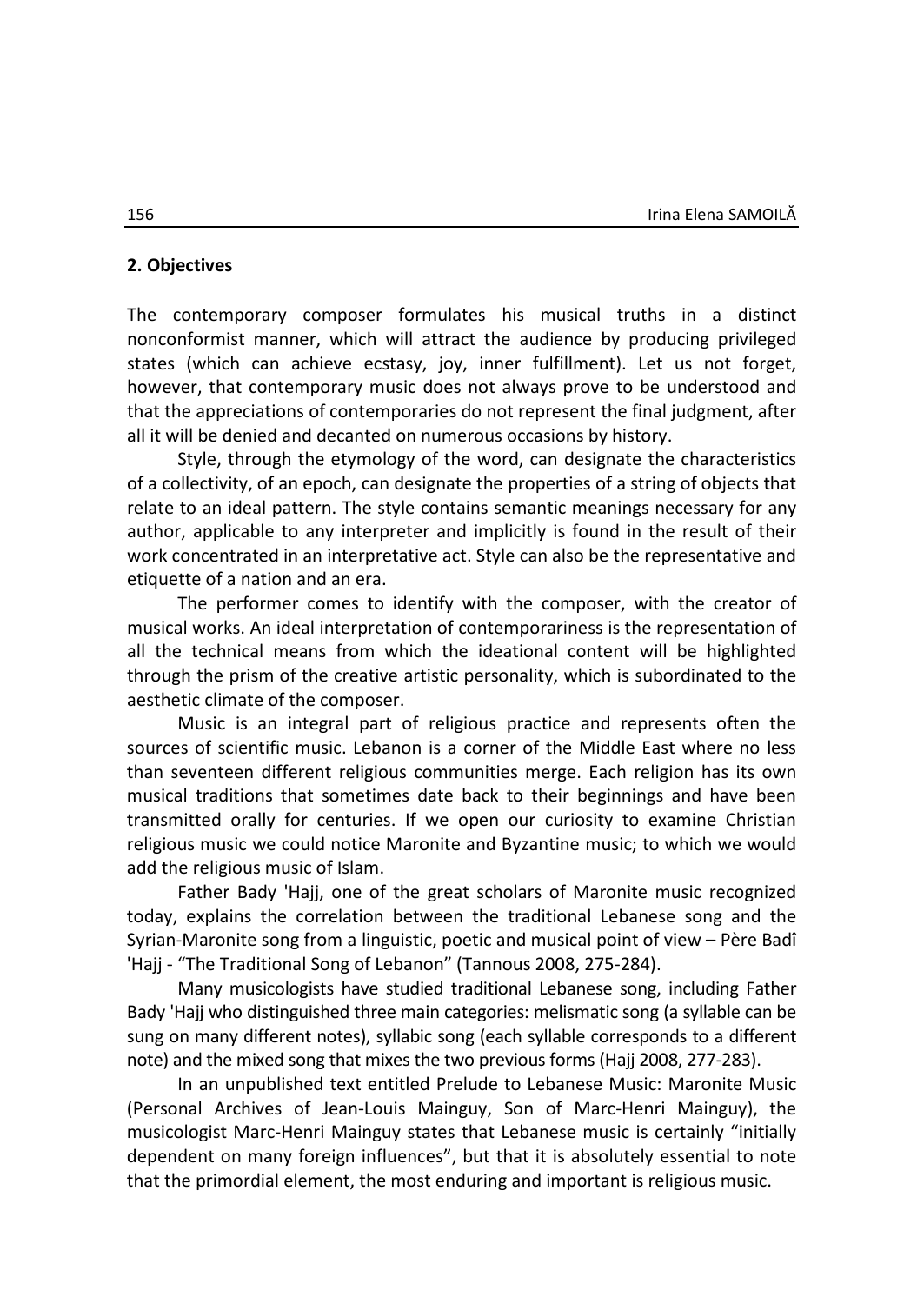## 2. Objectives

The contemporary composer formulates his musical truths in a distinct nonconformist manner, which will attract the audience by producing privileged states (which can achieve ecstasy, joy, inner fulfillment). Let us not forget, however, that contemporary music does not always prove to be understood and that the appreciations of contemporaries do not represent the final judgment, after all it will be denied and decanted on numerous occasions by history.

Style, through the etymology of the word, can designate the characteristics of a collectivity, of an epoch, can designate the properties of a string of objects that relate to an ideal pattern. The style contains semantic meanings necessary for any author, applicable to any interpreter and implicitly is found in the result of their work concentrated in an interpretative act. Style can also be the representative and etiquette of a nation and an era.

The performer comes to identify with the composer, with the creator of musical works. An ideal interpretation of contemporariness is the representation of all the technical means from which the ideational content will be highlighted through the prism of the creative artistic personality, which is subordinated to the aesthetic climate of the composer.

Music is an integral part of religious practice and represents often the sources of scientific music. Lebanon is a corner of the Middle East where no less than seventeen different religious communities merge. Each religion has its own musical traditions that sometimes date back to their beginnings and have been transmitted orally for centuries. If we open our curiosity to examine Christian religious music we could notice Maronite and Byzantine music; to which we would add the religious music of Islam.

Father Bady 'Hajj, one of the great scholars of Maronite music recognized today, explains the correlation between the traditional Lebanese song and the Syrian-Maronite song from a linguistic, poetic and musical point of view – Père Badî 'Hajj - "The Traditional Song of Lebanon" (Tannous 2008, 275-284).

Many musicologists have studied traditional Lebanese song, including Father Bady 'Hajj who distinguished three main categories: melismatic song (a syllable can be sung on many different notes), syllabic song (each syllable corresponds to a different note) and the mixed song that mixes the two previous forms (Hajj 2008, 277-283).

In an unpublished text entitled Prelude to Lebanese Music: Maronite Music (Personal Archives of Jean-Louis Mainguy, Son of Marc-Henri Mainguy), the musicologist Marc-Henri Mainguy states that Lebanese music is certainly "initially dependent on many foreign influences", but that it is absolutely essential to note that the primordial element, the most enduring and important is religious music.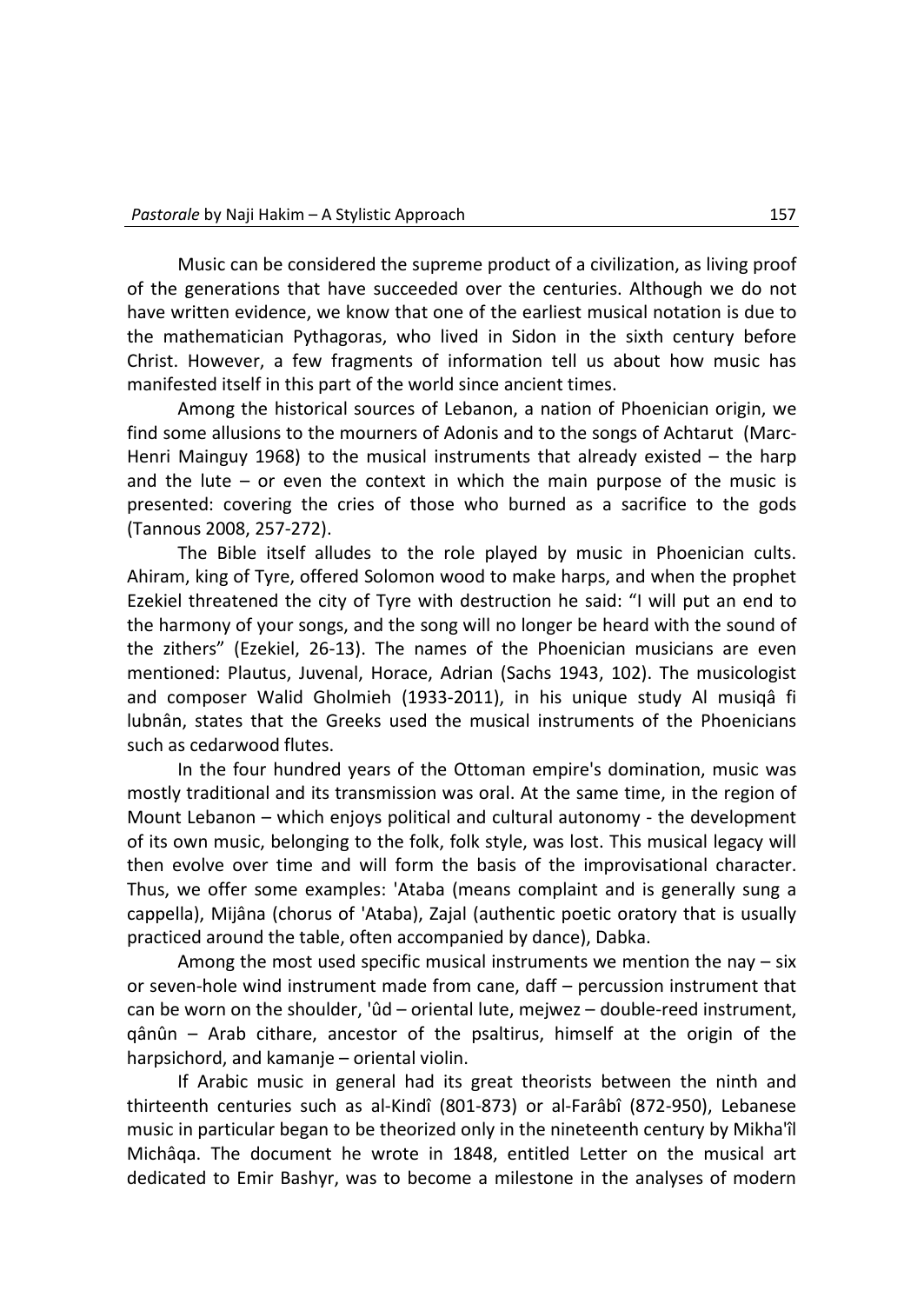Music can be considered the supreme product of a civilization, as living proof of the generations that have succeeded over the centuries. Although we do not have written evidence, we know that one of the earliest musical notation is due to the mathematician Pythagoras, who lived in Sidon in the sixth century before Christ. However, a few fragments of information tell us about how music has manifested itself in this part of the world since ancient times.

Among the historical sources of Lebanon, a nation of Phoenician origin, we find some allusions to the mourners of Adonis and to the songs of Achtarut (Marc-Henri Mainguy 1968) to the musical instruments that already existed – the harp and the lute – or even the context in which the main purpose of the music is presented: covering the cries of those who burned as a sacrifice to the gods (Tannous 2008, 257-272).

The Bible itself alludes to the role played by music in Phoenician cults. Ahiram, king of Tyre, offered Solomon wood to make harps, and when the prophet Ezekiel threatened the city of Tyre with destruction he said: "I will put an end to the harmony of your songs, and the song will no longer be heard with the sound of the zithers" (Ezekiel, 26-13). The names of the Phoenician musicians are even mentioned: Plautus, Juvenal, Horace, Adrian (Sachs 1943, 102). The musicologist and composer Walid Gholmieh (1933-2011), in his unique study Al musiqâ fi lubnân, states that the Greeks used the musical instruments of the Phoenicians such as cedarwood flutes.

In the four hundred years of the Ottoman empire's domination, music was mostly traditional and its transmission was oral. At the same time, in the region of Mount Lebanon – which enjoys political and cultural autonomy - the development of its own music, belonging to the folk, folk style, was lost. This musical legacy will then evolve over time and will form the basis of the improvisational character. Thus, we offer some examples: 'Ataba (means complaint and is generally sung a cappella), Mijâna (chorus of 'Ataba), Zajal (authentic poetic oratory that is usually practiced around the table, often accompanied by dance), Dabka.

Among the most used specific musical instruments we mention the nay – six or seven-hole wind instrument made from cane, daff – percussion instrument that can be worn on the shoulder, 'ûd – oriental lute, mejwez – double-reed instrument, qânûn – Arab cithare, ancestor of the psaltirus, himself at the origin of the harpsichord, and kamanje – oriental violin.

If Arabic music in general had its great theorists between the ninth and thirteenth centuries such as al-Kindî (801-873) or al-Farâbî (872-950), Lebanese music in particular began to be theorized only in the nineteenth century by Mikha'îl Michâqa. The document he wrote in 1848, entitled Letter on the musical art dedicated to Emir Bashyr, was to become a milestone in the analyses of modern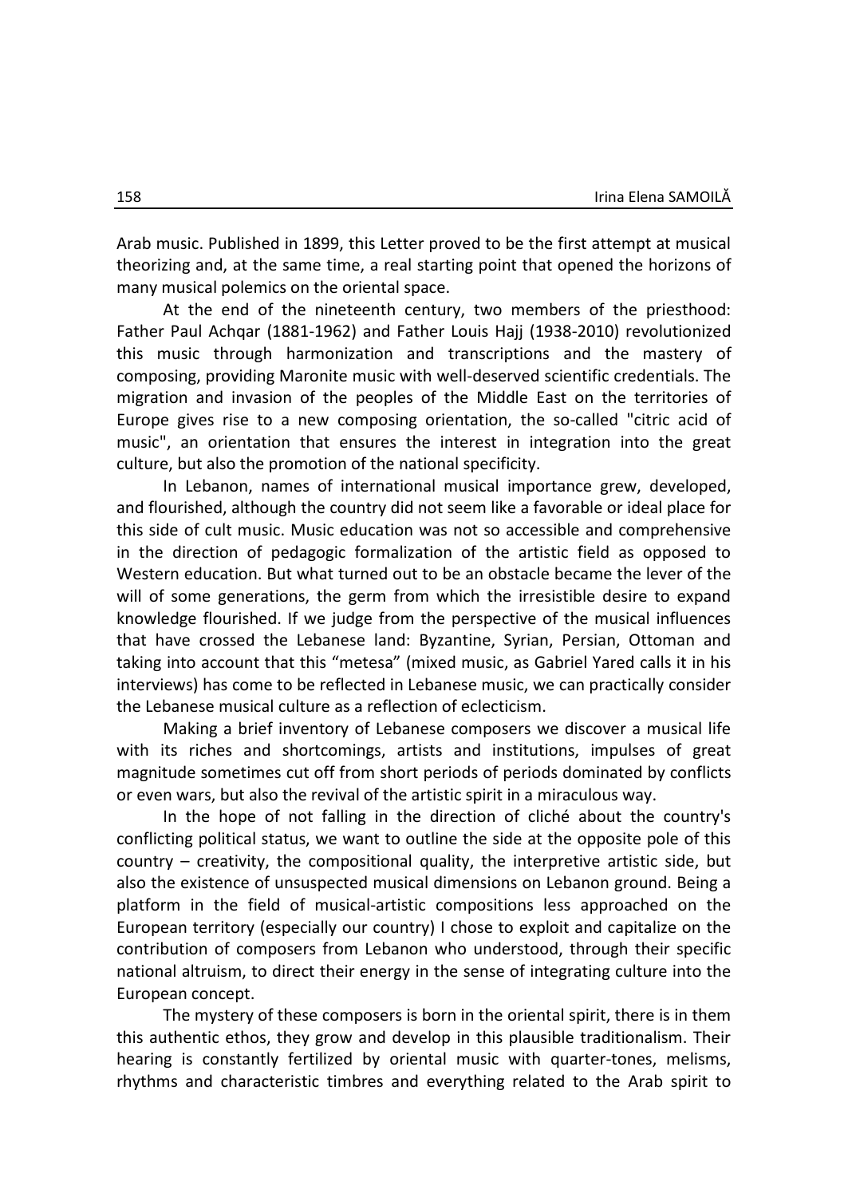Arab music. Published in 1899, this Letter proved to be the first attempt at musical theorizing and, at the same time, a real starting point that opened the horizons of many musical polemics on the oriental space.

At the end of the nineteenth century, two members of the priesthood: Father Paul Achqar (1881-1962) and Father Louis Hajj (1938-2010) revolutionized this music through harmonization and transcriptions and the mastery of composing, providing Maronite music with well-deserved scientific credentials. The migration and invasion of the peoples of the Middle East on the territories of Europe gives rise to a new composing orientation, the so-called "citric acid of music", an orientation that ensures the interest in integration into the great culture, but also the promotion of the national specificity.

In Lebanon, names of international musical importance grew, developed, and flourished, although the country did not seem like a favorable or ideal place for this side of cult music. Music education was not so accessible and comprehensive in the direction of pedagogic formalization of the artistic field as opposed to Western education. But what turned out to be an obstacle became the lever of the will of some generations, the germ from which the irresistible desire to expand knowledge flourished. If we judge from the perspective of the musical influences that have crossed the Lebanese land: Byzantine, Syrian, Persian, Ottoman and taking into account that this "metesa" (mixed music, as Gabriel Yared calls it in his interviews) has come to be reflected in Lebanese music, we can practically consider the Lebanese musical culture as a reflection of eclecticism.

Making a brief inventory of Lebanese composers we discover a musical life with its riches and shortcomings, artists and institutions, impulses of great magnitude sometimes cut off from short periods of periods dominated by conflicts or even wars, but also the revival of the artistic spirit in a miraculous way.

In the hope of not falling in the direction of cliché about the country's conflicting political status, we want to outline the side at the opposite pole of this country – creativity, the compositional quality, the interpretive artistic side, but also the existence of unsuspected musical dimensions on Lebanon ground. Being a platform in the field of musical-artistic compositions less approached on the European territory (especially our country) I chose to exploit and capitalize on the contribution of composers from Lebanon who understood, through their specific national altruism, to direct their energy in the sense of integrating culture into the European concept.

The mystery of these composers is born in the oriental spirit, there is in them this authentic ethos, they grow and develop in this plausible traditionalism. Their hearing is constantly fertilized by oriental music with quarter-tones, melisms, rhythms and characteristic timbres and everything related to the Arab spirit to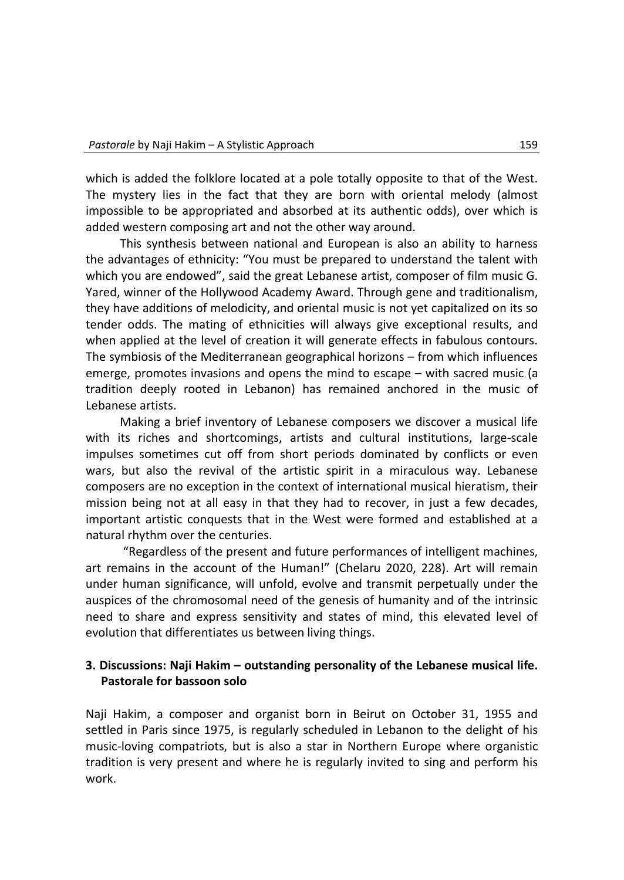which is added the folklore located at a pole totally opposite to that of the West. The mystery lies in the fact that they are born with oriental melody (almost impossible to be appropriated and absorbed at its authentic odds), over which is added western composing art and not the other way around.

This synthesis between national and European is also an ability to harness the advantages of ethnicity: "You must be prepared to understand the talent with which you are endowed", said the great Lebanese artist, composer of film music G. Yared, winner of the Hollywood Academy Award. Through gene and traditionalism, they have additions of melodicity, and oriental music is not yet capitalized on its so tender odds. The mating of ethnicities will always give exceptional results, and when applied at the level of creation it will generate effects in fabulous contours. The symbiosis of the Mediterranean geographical horizons – from which influences emerge, promotes invasions and opens the mind to escape – with sacred music (a tradition deeply rooted in Lebanon) has remained anchored in the music of Lebanese artists.

Making a brief inventory of Lebanese composers we discover a musical life with its riches and shortcomings, artists and cultural institutions, large-scale impulses sometimes cut off from short periods dominated by conflicts or even wars, but also the revival of the artistic spirit in a miraculous way. Lebanese composers are no exception in the context of international musical hieratism, their mission being not at all easy in that they had to recover, in just a few decades, important artistic conquests that in the West were formed and established at a natural rhythm over the centuries.

"Regardless of the present and future performances of intelligent machines, art remains in the account of the Human!" (Chelaru 2020, 228). Art will remain under human significance, will unfold, evolve and transmit perpetually under the auspices of the chromosomal need of the genesis of humanity and of the intrinsic need to share and express sensitivity and states of mind, this elevated level of evolution that differentiates us between living things.

## 3. Discussions: Naji Hakim – outstanding personality of the Lebanese musical life. Pastorale for bassoon solo

Naji Hakim, a composer and organist born in Beirut on October 31, 1955 and settled in Paris since 1975, is regularly scheduled in Lebanon to the delight of his music-loving compatriots, but is also a star in Northern Europe where organistic tradition is very present and where he is regularly invited to sing and perform his work.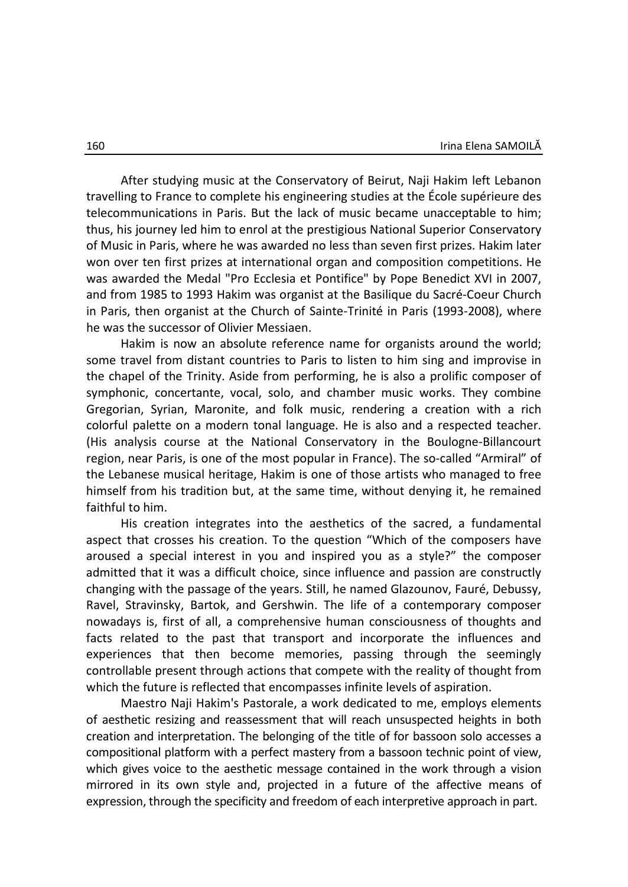After studying music at the Conservatory of Beirut, Naji Hakim left Lebanon travelling to France to complete his engineering studies at the École supérieure des telecommunications in Paris. But the lack of music became unacceptable to him; thus, his journey led him to enrol at the prestigious National Superior Conservatory of Music in Paris, where he was awarded no less than seven first prizes. Hakim later won over ten first prizes at international organ and composition competitions. He was awarded the Medal "Pro Ecclesia et Pontifice" by Pope Benedict XVI in 2007, and from 1985 to 1993 Hakim was organist at the Basilique du Sacré-Coeur Church in Paris, then organist at the Church of Sainte-Trinité in Paris (1993-2008), where he was the successor of Olivier Messiaen.

Hakim is now an absolute reference name for organists around the world; some travel from distant countries to Paris to listen to him sing and improvise in the chapel of the Trinity. Aside from performing, he is also a prolific composer of symphonic, concertante, vocal, solo, and chamber music works. They combine Gregorian, Syrian, Maronite, and folk music, rendering a creation with a rich colorful palette on a modern tonal language. He is also and a respected teacher. (His analysis course at the National Conservatory in the Boulogne-Billancourt region, near Paris, is one of the most popular in France). The so-called "Armiral" of the Lebanese musical heritage, Hakim is one of those artists who managed to free himself from his tradition but, at the same time, without denying it, he remained faithful to him.

His creation integrates into the aesthetics of the sacred, a fundamental aspect that crosses his creation. To the question "Which of the composers have aroused a special interest in you and inspired you as a style?" the composer admitted that it was a difficult choice, since influence and passion are constructly changing with the passage of the years. Still, he named Glazounov, Fauré, Debussy, Ravel, Stravinsky, Bartok, and Gershwin. The life of a contemporary composer nowadays is, first of all, a comprehensive human consciousness of thoughts and facts related to the past that transport and incorporate the influences and experiences that then become memories, passing through the seemingly controllable present through actions that compete with the reality of thought from which the future is reflected that encompasses infinite levels of aspiration.

Maestro Naji Hakim's Pastorale, a work dedicated to me, employs elements of aesthetic resizing and reassessment that will reach unsuspected heights in both creation and interpretation. The belonging of the title of for bassoon solo accesses a compositional platform with a perfect mastery from a bassoon technic point of view, which gives voice to the aesthetic message contained in the work through a vision mirrored in its own style and, projected in a future of the affective means of expression, through the specificity and freedom of each interpretive approach in part.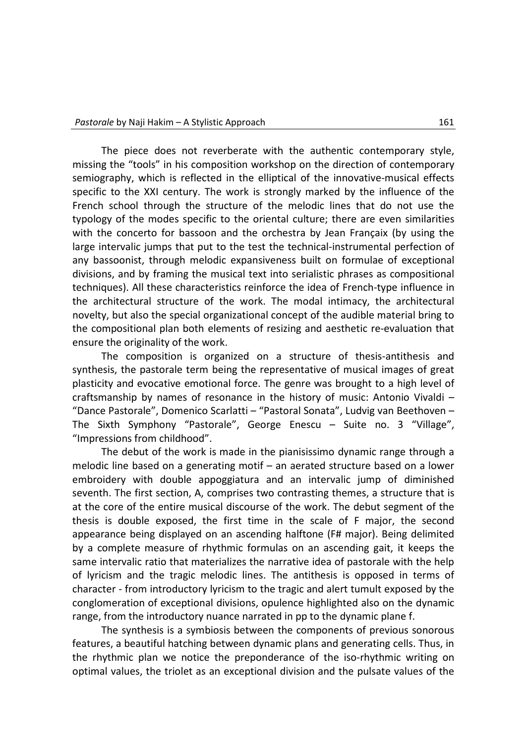The piece does not reverberate with the authentic contemporary style, missing the "tools" in his composition workshop on the direction of contemporary semiography, which is reflected in the elliptical of the innovative-musical effects specific to the XXI century. The work is strongly marked by the influence of the French school through the structure of the melodic lines that do not use the typology of the modes specific to the oriental culture; there are even similarities with the concerto for bassoon and the orchestra by Jean Françaix (by using the large intervalic jumps that put to the test the technical-instrumental perfection of any bassoonist, through melodic expansiveness built on formulae of exceptional divisions, and by framing the musical text into serialistic phrases as compositional techniques). All these characteristics reinforce the idea of French-type influence in the architectural structure of the work. The modal intimacy, the architectural novelty, but also the special organizational concept of the audible material bring to the compositional plan both elements of resizing and aesthetic re-evaluation that ensure the originality of the work.

The composition is organized on a structure of thesis-antithesis and synthesis, the pastorale term being the representative of musical images of great plasticity and evocative emotional force. The genre was brought to a high level of craftsmanship by names of resonance in the history of music: Antonio Vivaldi – "Dance Pastorale", Domenico Scarlatti – "Pastoral Sonata", Ludvig van Beethoven – The Sixth Symphony "Pastorale", George Enescu – Suite no. 3 "Village", "Impressions from childhood".

The debut of the work is made in the pianisissimo dynamic range through a melodic line based on a generating motif – an aerated structure based on a lower embroidery with double appoggiatura and an intervalic jump of diminished seventh. The first section, A, comprises two contrasting themes, a structure that is at the core of the entire musical discourse of the work. The debut segment of the thesis is double exposed, the first time in the scale of F major, the second appearance being displayed on an ascending halftone (F# major). Being delimited by a complete measure of rhythmic formulas on an ascending gait, it keeps the same intervalic ratio that materializes the narrative idea of pastorale with the help of lyricism and the tragic melodic lines. The antithesis is opposed in terms of character - from introductory lyricism to the tragic and alert tumult exposed by the conglomeration of exceptional divisions, opulence highlighted also on the dynamic range, from the introductory nuance narrated in pp to the dynamic plane f.

The synthesis is a symbiosis between the components of previous sonorous features, a beautiful hatching between dynamic plans and generating cells. Thus, in the rhythmic plan we notice the preponderance of the iso-rhythmic writing on optimal values, the triolet as an exceptional division and the pulsate values of the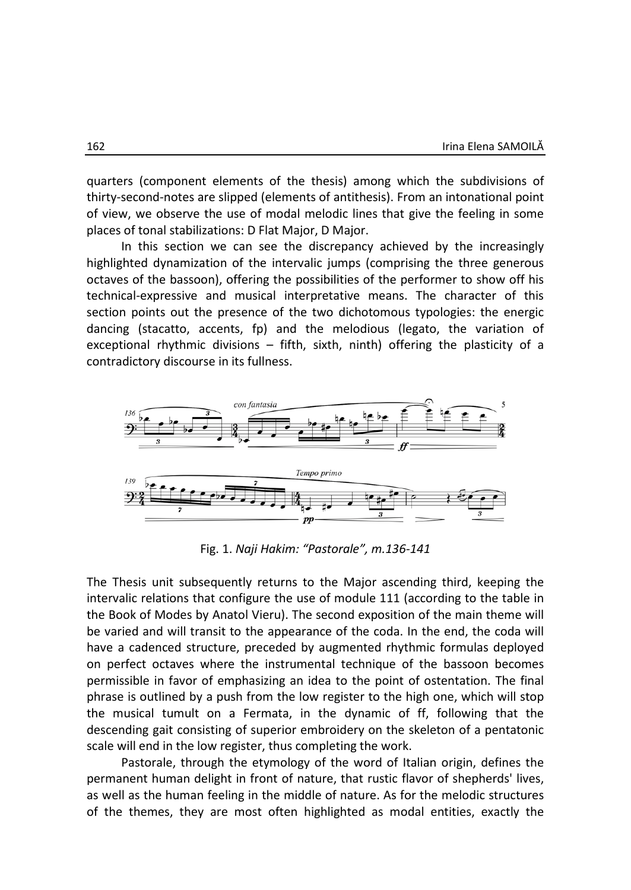quarters (component elements of the thesis) among which the subdivisions of thirty-second-notes are slipped (elements of antithesis). From an intonational point of view, we observe the use of modal melodic lines that give the feeling in some places of tonal stabilizations: D Flat Major, D Major.

In this section we can see the discrepancy achieved by the increasingly highlighted dynamization of the intervalic jumps (comprising the three generous octaves of the bassoon), offering the possibilities of the performer to show off his technical-expressive and musical interpretative means. The character of this section points out the presence of the two dichotomous typologies: the energic dancing (stacatto, accents, fp) and the melodious (legato, the variation of exceptional rhythmic divisions – fifth, sixth, ninth) offering the plasticity of a contradictory discourse in its fullness.

Fig. 1. *Naji Hakim: "Pastorale", m.136-141*

The Thesis unit subsequently returns to the Major ascending third, keeping the intervalic relations that configure the use of module 111 (according to the table in the Book of Modes by Anatol Vieru). The second exposition of the main theme will be varied and will transit to the appearance of the coda. In the end, the coda will have a cadenced structure, preceded by augmented rhythmic formulas deployed on perfect octaves where the instrumental technique of the bassoon becomes permissible in favor of emphasizing an idea to the point of ostentation. The final phrase is outlined by a push from the low register to the high one, which will stop the musical tumult on a Fermata, in the dynamic of ff, following that the descending gait consisting of superior embroidery on the skeleton of a pentatonic scale will end in the low register, thus completing the work.

Pastorale, through the etymology of the word of Italian origin, defines the permanent human delight in front of nature, that rustic flavor of shepherds' lives, as well as the human feeling in the middle of nature. As for the melodic structures of the themes, they are most often highlighted as modal entities, exactly the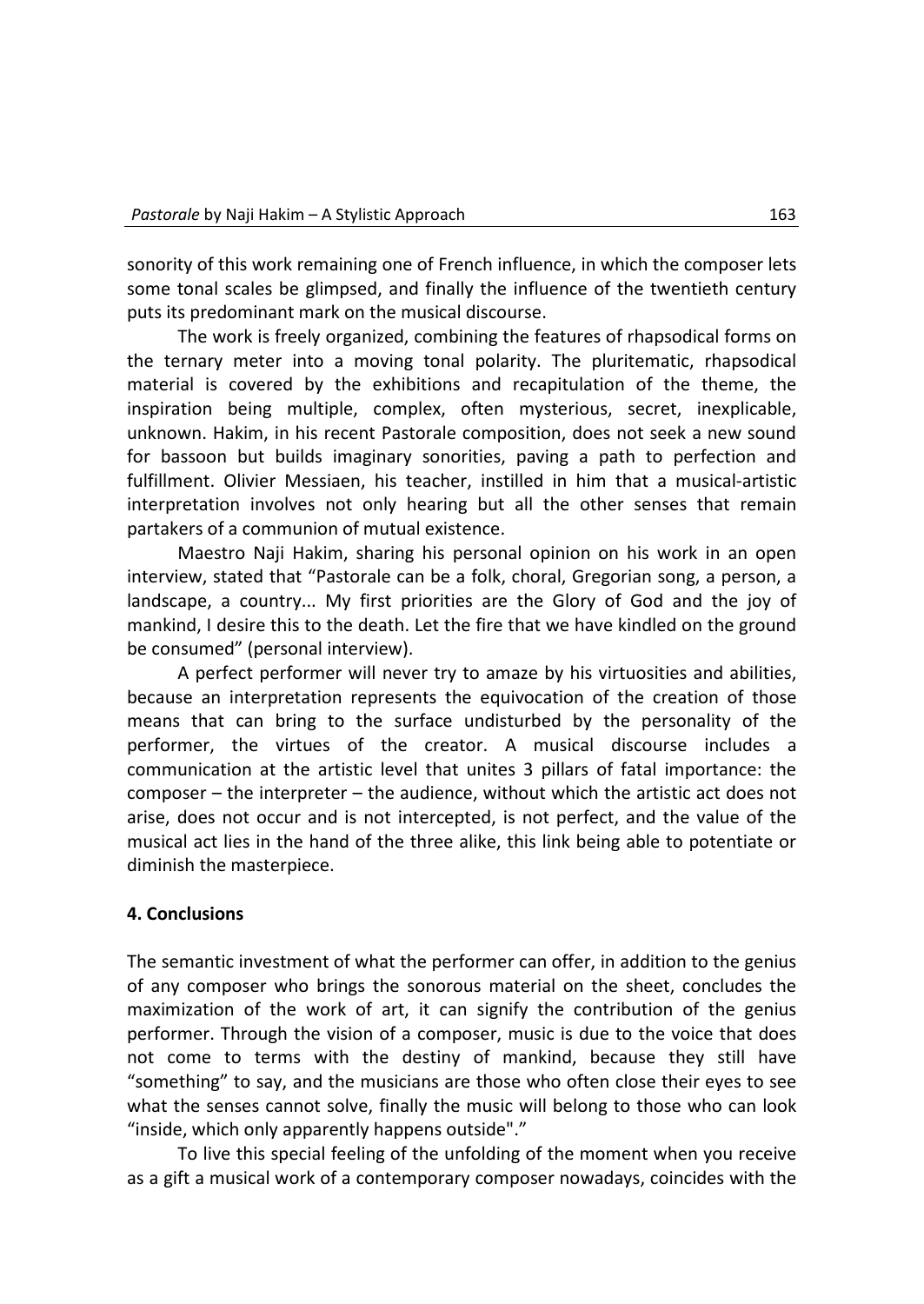sonority of this work remaining one of French influence, in which the composer lets some tonal scales be glimpsed, and finally the influence of the twentieth century puts its predominant mark on the musical discourse.

The work is freely organized, combining the features of rhapsodical forms on the ternary meter into a moving tonal polarity. The pluritematic, rhapsodical material is covered by the exhibitions and recapitulation of the theme, the inspiration being multiple, complex, often mysterious, secret, inexplicable, unknown. Hakim, in his recent Pastorale composition, does not seek a new sound for bassoon but builds imaginary sonorities, paving a path to perfection and fulfillment. Olivier Messiaen, his teacher, instilled in him that a musical-artistic interpretation involves not only hearing but all the other senses that remain partakers of a communion of mutual existence.

Maestro Naji Hakim, sharing his personal opinion on his work in an open interview, stated that "Pastorale can be a folk, choral, Gregorian song, a person, a landscape, a country... My first priorities are the Glory of God and the joy of mankind, I desire this to the death. Let the fire that we have kindled on the ground be consumed" (personal interview).

A perfect performer will never try to amaze by his virtuosities and abilities, because an interpretation represents the equivocation of the creation of those means that can bring to the surface undisturbed by the personality of the performer, the virtues of the creator. A musical discourse includes a communication at the artistic level that unites 3 pillars of fatal importance: the composer – the interpreter – the audience, without which the artistic act does not arise, does not occur and is not intercepted, is not perfect, and the value of the musical act lies in the hand of the three alike, this link being able to potentiate or diminish the masterpiece.

## 4. Conclusions

The semantic investment of what the performer can offer, in addition to the genius of any composer who brings the sonorous material on the sheet, concludes the maximization of the work of art, it can signify the contribution of the genius performer. Through the vision of a composer, music is due to the voice that does not come to terms with the destiny of mankind, because they still have "something" to say, and the musicians are those who often close their eyes to see what the senses cannot solve, finally the music will belong to those who can look "inside, which only apparently happens outside"."

To live this special feeling of the unfolding of the moment when you receive as a gift a musical work of a contemporary composer nowadays, coincides with the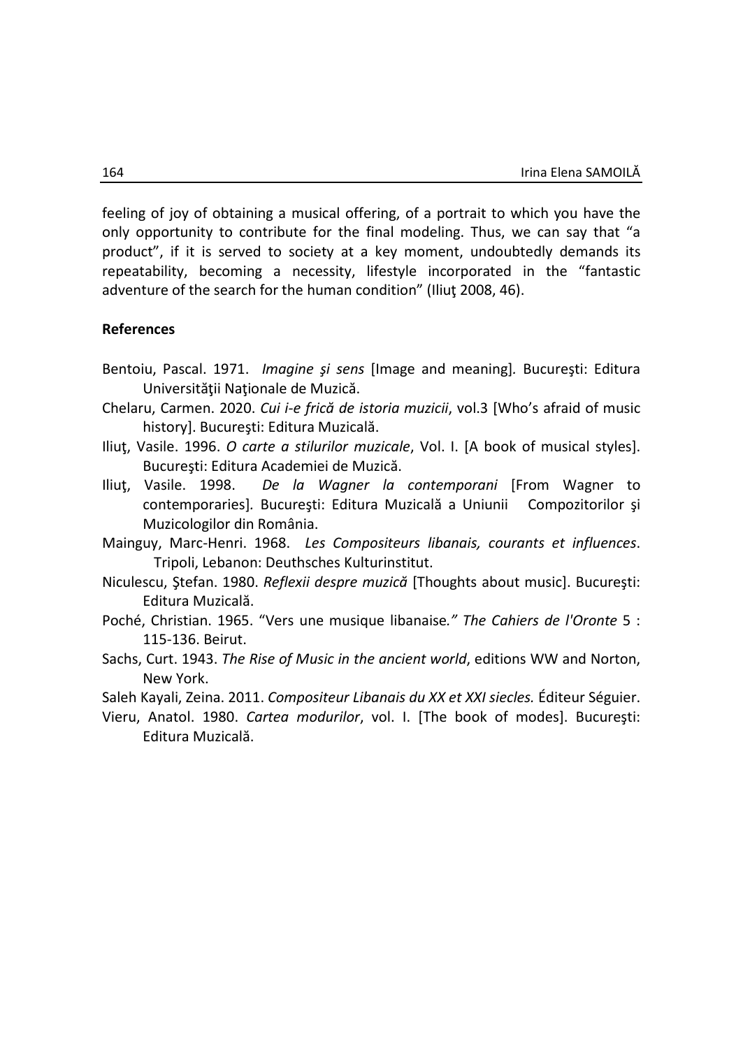feeling of joy of obtaining a musical offering, of a portrait to which you have the only opportunity to contribute for the final modeling. Thus, we can say that "a product", if it is served to society at a key moment, undoubtedly demands its repeatability, becoming a necessity, lifestyle incorporated in the "fantastic adventure of the search for the human condition" (Iliuţ 2008, 46).

**References**

Bentoiu, Pascal. 1971. *Imagine şi sens* [Image and meaning]. Bucureşti: Editura Universităţii Naţionale de Muzică.

Chelaru, Carmen. 2020. *Cui i-e frică de istoria muzicii*, vol.3 [Who's afraid of music history]. Bucureşti: Editura Muzicală.

Iliuţ, Vasile. 1996. *O carte a stilurilor muzicale*, Vol. I. [A book of musical styles]. Bucureşti: Editura Academiei de Muzică.

Iliuţ, Vasile. 1998. *De la Wagner la contemporani* [From Wagner to contemporaries]. Bucureşti: Editura Muzicală a Uniunii Compozitorilor şi Muzicologilor din România.

Mainguy, Marc-Henri. 1968. *Les Compositeurs libanais, courants et influences*. Tripoli, Lebanon: Deuthsches Kulturinstitut.

Niculescu, Ştefan. 1980. *Reflexii despre muzică* [Thoughts about music]. Bucureşti: Editura Muzicală.

Poché, Christian. 1965. "Vers une musique libanaise*." The Cahiers de l'Oronte* 5 : 115-136. Beirut.

Sachs, Curt. 1943. *The Rise of Music in the ancient world*, editions WW and Norton, New York.

Saleh Kayali, Zeina. 2011. *Compositeur Libanais du XX et XXI siecles.* Éditeur Séguier.

Vieru, Anatol. 1980. *Cartea modurilor*, vol. I. [The book of modes]. Bucureşti: Editura Muzicală.